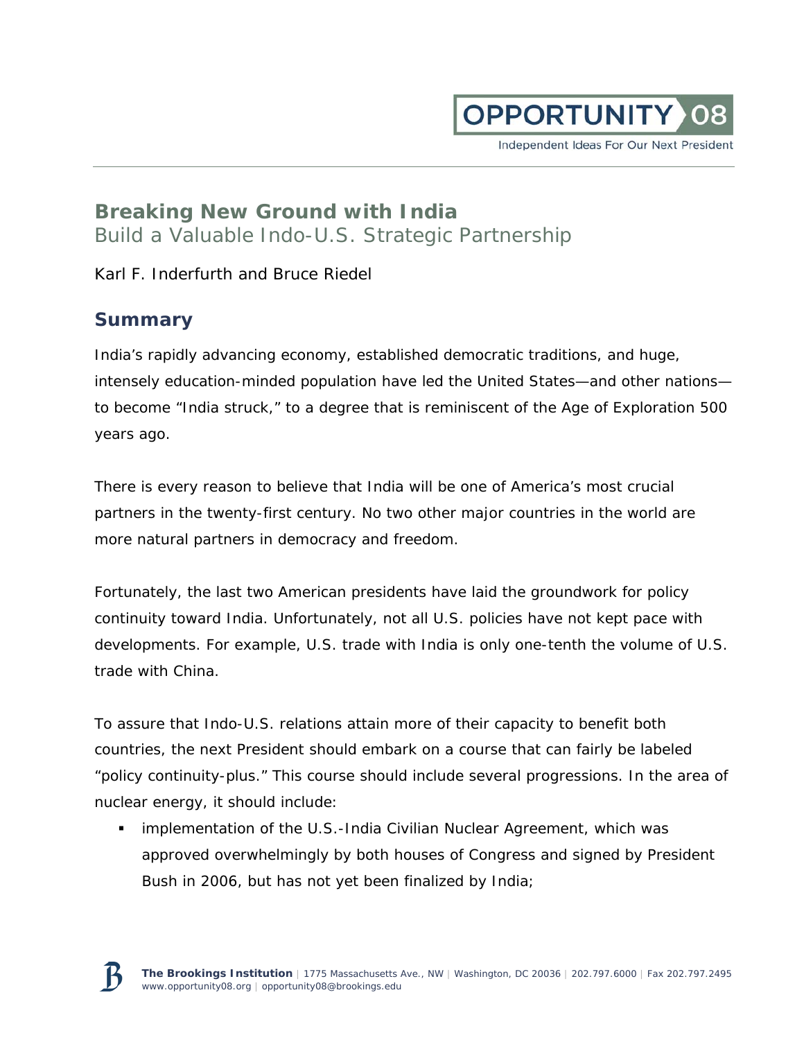OPPORTUNITY 08

Independent Ideas For Our Next President

# Breaking New Ground with India

## Build a Valuable Indo-U.S. Strategic Partnership

Karl F. Inderfurth and Bruce Riedel

## Summary

India's rapidly advancing economy, established democratic traditions, and huge, intensely education-minded population have led the United States—and other nations—to become "India struck," to a degree that is reminiscent of the Age of Exploration 500 years ago.

There is every reason to believe that India will be one of America's most crucial partners in the twenty-first century. No two other major countries in the world are more natural partners in democracy and freedom.

Fortunately, the last two American presidents have laid the groundwork for policy continuity toward India. Unfortunately, not all U.S. policies have not kept pace with developments. For example, U.S. trade with India is only one-tenth the volume of U.S. trade with China.

To assure that Indo-U.S. relations attain more of their capacity to benefit both countries, the next President should embark on a course that can fairly be labeled "policy continuity-plus." This course should include several progressions. In the area of nuclear energy, it should include:

- implementation of the U.S.-India Civilian Nuclear Agreement, which was approved overwhelmingly by both houses of Congress and signed by President Bush in 2006, but has not yet been finalized by India;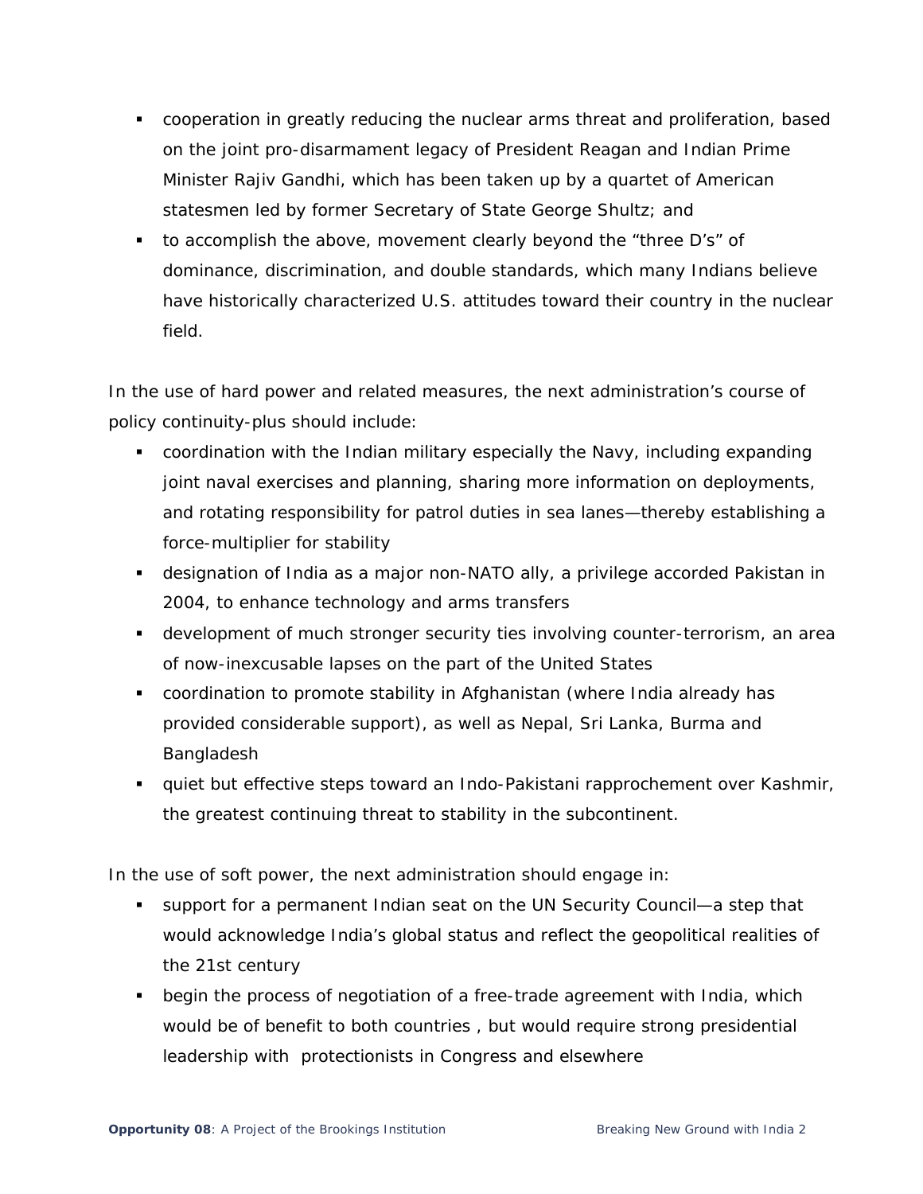- cooperation in greatly reducing the nuclear arms threat and proliferation, based on the joint pro-disarmament legacy of President Reagan and Indian Prime Minister Rajiv Gandhi, which has been taken up by a quartet of American statesmen led by former Secretary of State George Shultz; and
- to accomplish the above, movement clearly beyond the "three D's" of dominance, discrimination, and double standards, which many Indians believe have historically characterized U.S. attitudes toward their country in the nuclear field.

In the use of hard power and related measures, the next administration's course of policy continuity-plus should include:

- coordination with the Indian military especially the Navy, including expanding joint naval exercises and planning, sharing more information on deployments, and rotating responsibility for patrol duties in sea lanes—thereby establishing a force-multiplier for stability
- designation of India as a major non-NATO ally, a privilege accorded Pakistan in 2004, to enhance technology and arms transfers
- development of much stronger security ties involving counter-terrorism, an area of now-inexcusable lapses on the part of the United States
- coordination to promote stability in Afghanistan (where India already has provided considerable support), as well as Nepal, Sri Lanka, Burma and Bangladesh
- quiet but effective steps toward an Indo-Pakistani rapprochement over Kashmir, the greatest continuing threat to stability in the subcontinent.

In the use of soft power, the next administration should engage in:

- support for a permanent Indian seat on the UN Security Council—a step that would acknowledge India's global status and reflect the geopolitical realities of the 21st century
- begin the process of negotiation of a free-trade agreement with India, which would be of benefit to both countries , but would require strong presidential leadership with protectionists in Congress and elsewhere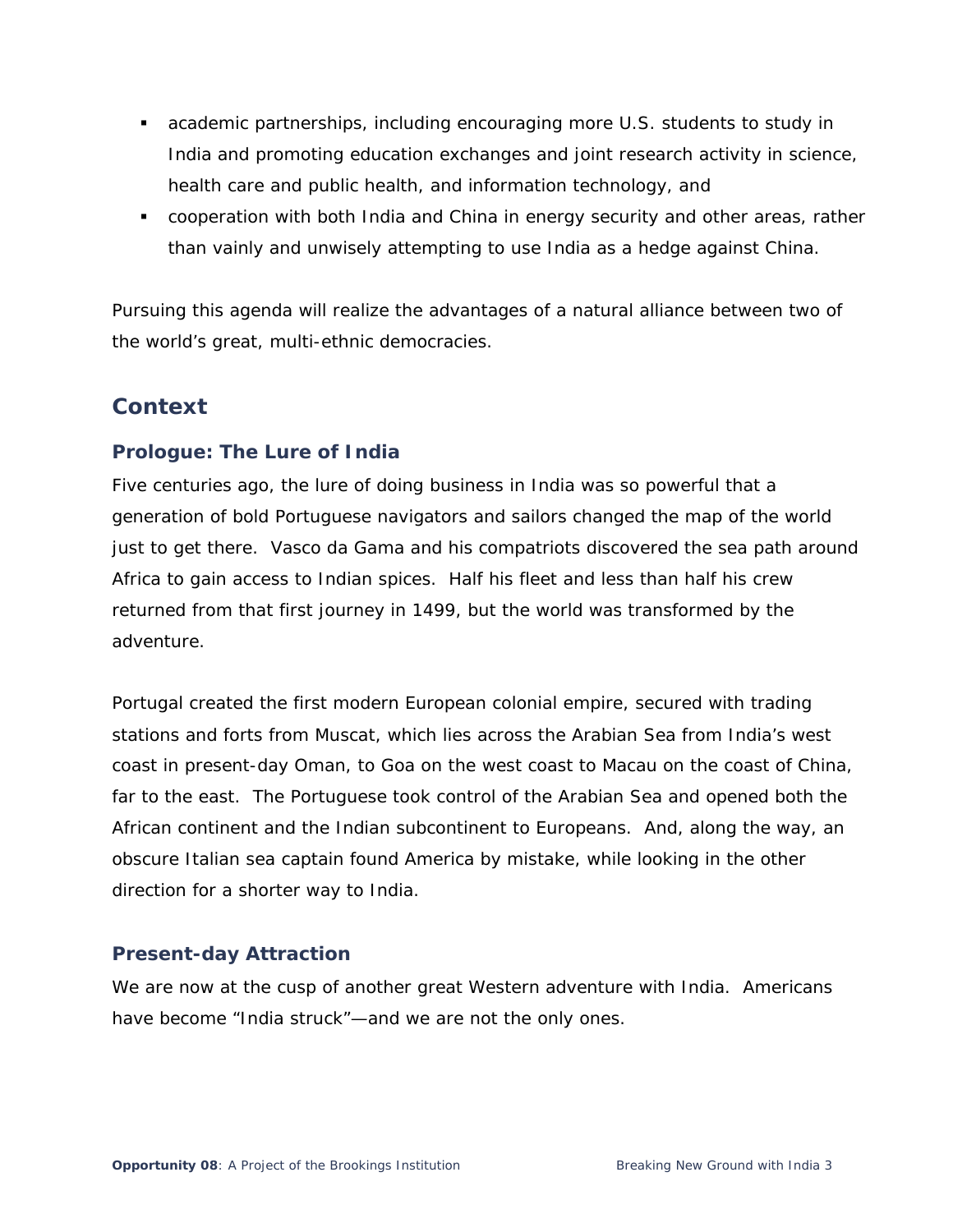- academic partnerships, including encouraging more U.S. students to study in India and promoting education exchanges and joint research activity in science, health care and public health, and information technology, and
- cooperation with both India and China in energy security and other areas, rather than vainly and unwisely attempting to use India as a hedge against China.

Pursuing this agenda will realize the advantages of a natural alliance between two of the world's great, multi-ethnic democracies.

## Context

### Prologue: The Lure of India

Five centuries ago, the lure of doing business in India was so powerful that a generation of bold Portuguese navigators and sailors changed the map of the world just to get there. Vasco da Gama and his compatriots discovered the sea path around Africa to gain access to Indian spices. Half his fleet and less than half his crew returned from that first journey in 1499, but the world was transformed by the adventure.

Portugal created the first modern European colonial empire, secured with trading stations and forts from Muscat, which lies across the Arabian Sea from India's west coast in present-day Oman, to Goa on the west coast to Macau on the coast of China, far to the east. The Portuguese took control of the Arabian Sea and opened both the African continent and the Indian subcontinent to Europeans. And, along the way, an obscure Italian sea captain found America by mistake, while looking in the other direction for a shorter way to India.

### Present-day Attraction

We are now at the cusp of another great Western adventure with India. Americans have become "India struck"—and we are not the only ones.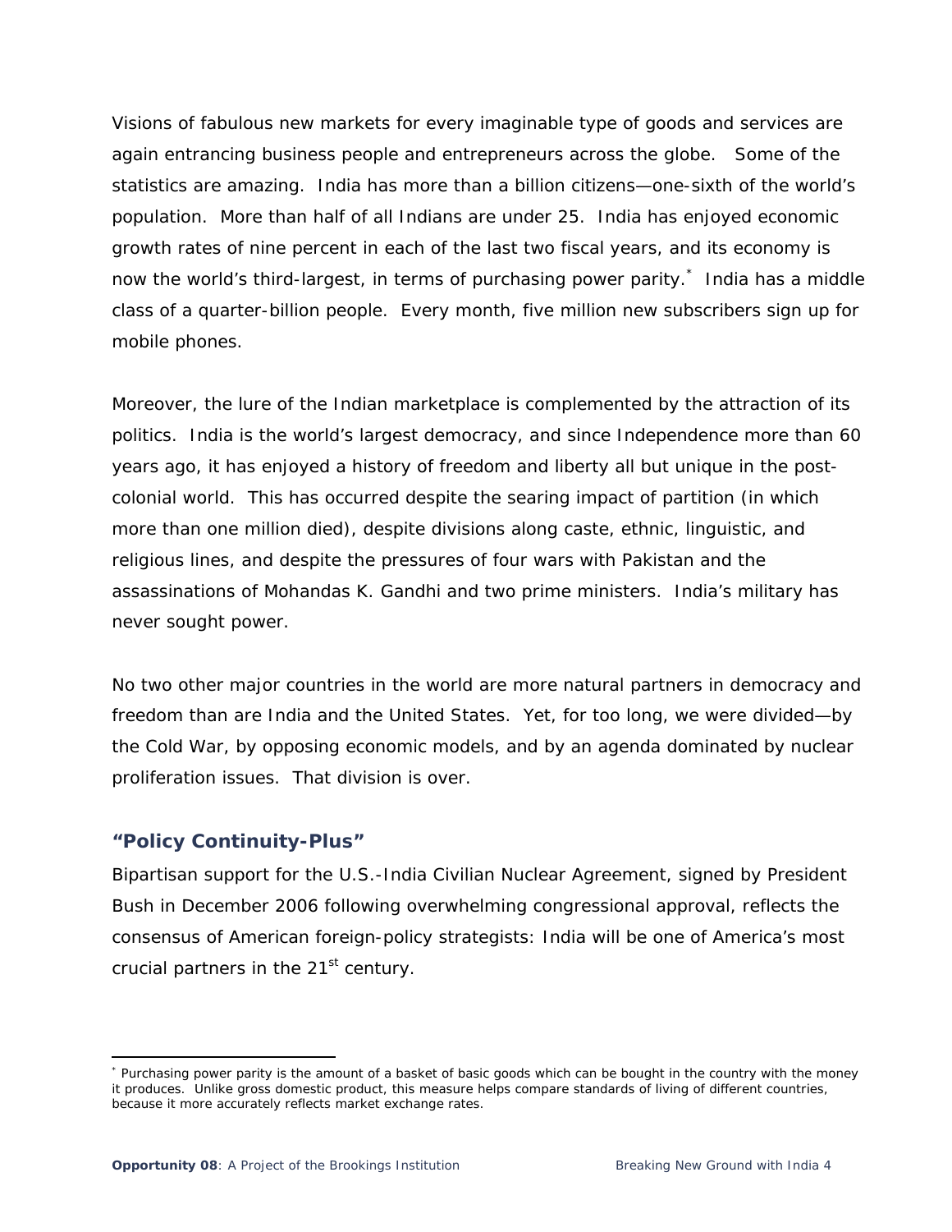Visions of fabulous new markets for every imaginable type of goods and services are again entrancing business people and entrepreneurs across the globe. Some of the statistics are amazing. India has more than a billion citizens—one-sixth of the world's population. More than half of all Indians are under 25. India has enjoyed economic growth rates of nine percent in each of the last two fiscal years, and its economy is now the world's third-largest, in terms of purchasing power parity.* India has a middle class of a quarter-billion people. Every month, five million new subscribers sign up for mobile phones.

Moreover, the lure of the Indian marketplace is complemented by the attraction of its politics. India is the world's largest democracy, and since Independence more than 60 years ago, it has enjoyed a history of freedom and liberty all but unique in the post-colonial world. This has occurred despite the searing impact of partition (in which more than one million died), despite divisions along caste, ethnic, linguistic, and religious lines, and despite the pressures of four wars with Pakistan and the assassinations of Mohandas K. Gandhi and two prime ministers. India's military has never sought power.

No two other major countries in the world are more natural partners in democracy and freedom than are India and the United States. Yet, for too long, we were divided—by the Cold War, by opposing economic models, and by an agenda dominated by nuclear proliferation issues. That division is over.

## "Policy Continuity-Plus"

Bipartisan support for the U.S.-India Civilian Nuclear Agreement, signed by President Bush in December 2006 following overwhelming congressional approval, reflects the consensus of American foreign-policy strategists: India will be one of America's most crucial partners in the 21st century.

---

* Purchasing power parity is the amount of a basket of basic goods which can be bought in the country with the money it produces. Unlike gross domestic product, this measure helps compare standards of living of different countries, because it more accurately reflects market exchange rates.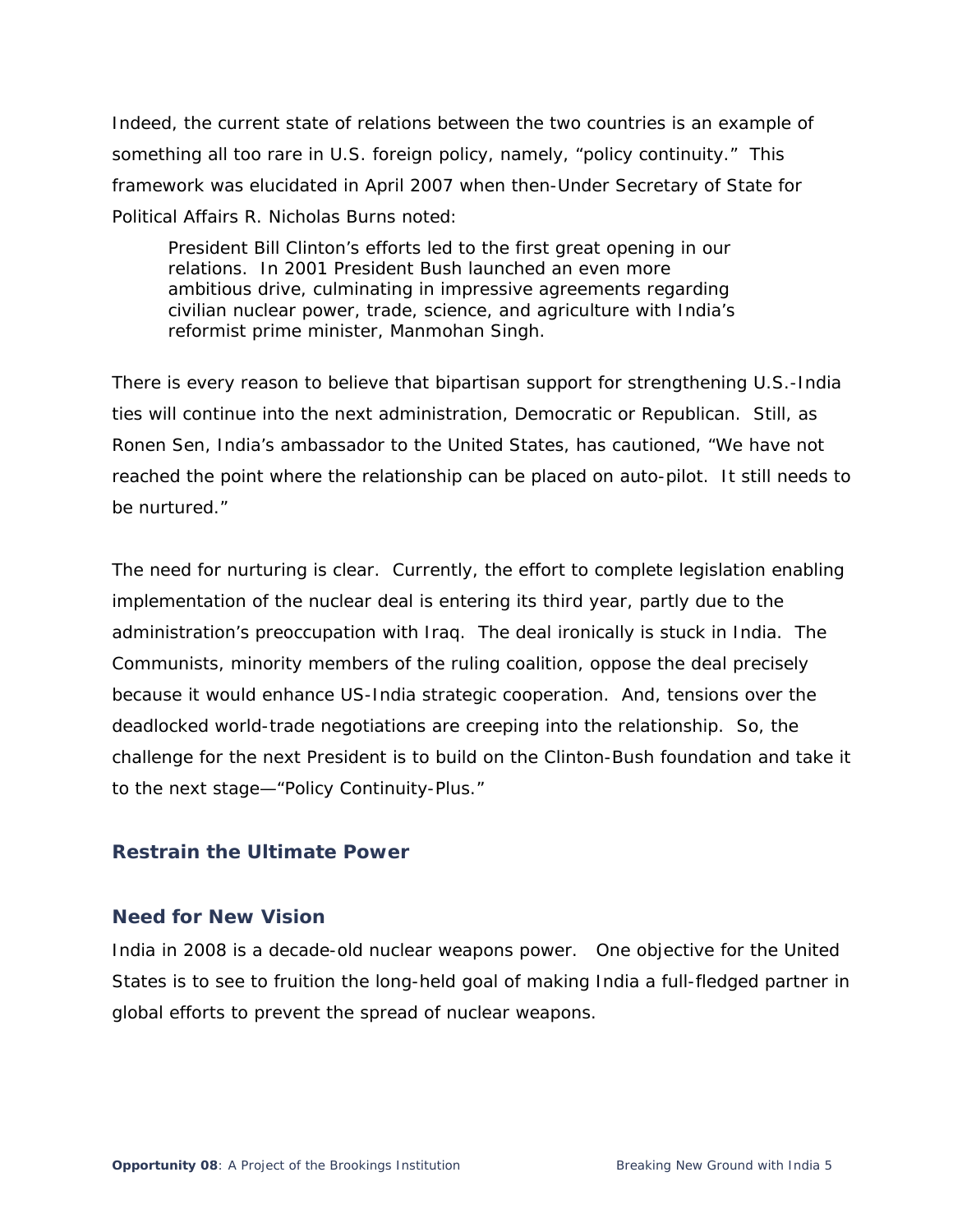Indeed, the current state of relations between the two countries is an example of something all too rare in U.S. foreign policy, namely, "policy continuity." This framework was elucidated in April 2007 when then-Under Secretary of State for Political Affairs R. Nicholas Burns noted:

> President Bill Clinton's efforts led to the first great opening in our relations. In 2001 President Bush launched an even more ambitious drive, culminating in impressive agreements regarding civilian nuclear power, trade, science, and agriculture with India's reformist prime minister, Manmohan Singh.

There is every reason to believe that bipartisan support for strengthening U.S.-India ties will continue into the next administration, Democratic or Republican. Still, as Ronen Sen, India's ambassador to the United States, has cautioned, "We have not reached the point where the relationship can be placed on auto-pilot. It still needs to be nurtured."

The need for nurturing is clear. Currently, the effort to complete legislation enabling implementation of the nuclear deal is entering its third year, partly due to the administration's preoccupation with Iraq. The deal ironically is stuck in India. The Communists, minority members of the ruling coalition, oppose the deal precisely because it would enhance US-India strategic cooperation. And, tensions over the deadlocked world-trade negotiations are creeping into the relationship. So, the challenge for the next President is to build on the Clinton-Bush foundation and take it to the next stage—"Policy Continuity-Plus."

## Restrain the Ultimate Power

### Need for New Vision

India in 2008 is a decade-old nuclear weapons power. One objective for the United States is to see to fruition the long-held goal of making India a full-fledged partner in global efforts to prevent the spread of nuclear weapons.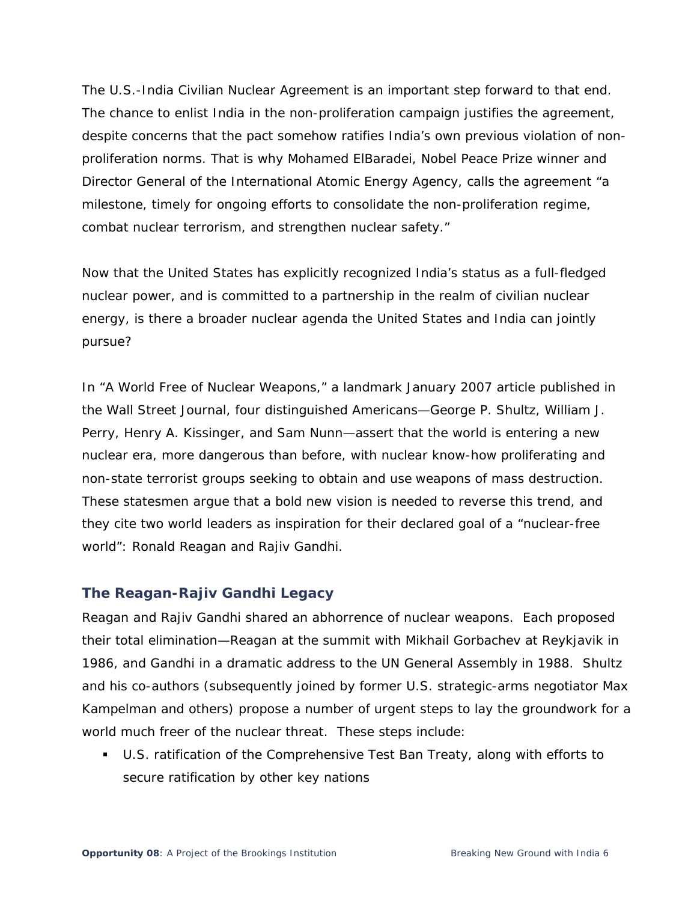The U.S.-India Civilian Nuclear Agreement is an important step forward to that end. The chance to enlist India in the non-proliferation campaign justifies the agreement, despite concerns that the pact somehow ratifies India's own previous violation of non-proliferation norms. That is why Mohamed ElBaradei, Nobel Peace Prize winner and Director General of the International Atomic Energy Agency, calls the agreement "a milestone, timely for ongoing efforts to consolidate the non-proliferation regime, combat nuclear terrorism, and strengthen nuclear safety."

Now that the United States has explicitly recognized India's status as a full-fledged nuclear power, and is committed to a partnership in the realm of civilian nuclear energy, is there a broader nuclear agenda the United States and India can jointly pursue?

In "A World Free of Nuclear Weapons," a landmark January 2007 article published in the Wall Street Journal, four distinguished Americans—George P. Shultz, William J. Perry, Henry A. Kissinger, and Sam Nunn—assert that the world is entering a new nuclear era, more dangerous than before, with nuclear know-how proliferating and non-state terrorist groups seeking to obtain and use weapons of mass destruction. These statesmen argue that a bold new vision is needed to reverse this trend, and they cite two world leaders as inspiration for their declared goal of a "nuclear-free world": Ronald Reagan and Rajiv Gandhi.

### The Reagan-Rajiv Gandhi Legacy

Reagan and Rajiv Gandhi shared an abhorrence of nuclear weapons. Each proposed their total elimination—Reagan at the summit with Mikhail Gorbachev at Reykjavik in 1986, and Gandhi in a dramatic address to the UN General Assembly in 1988. Shultz and his co-authors (subsequently joined by former U.S. strategic-arms negotiator Max Kampelman and others) propose a number of urgent steps to lay the groundwork for a world much freer of the nuclear threat. These steps include:

- U.S. ratification of the Comprehensive Test Ban Treaty, along with efforts to secure ratification by other key nations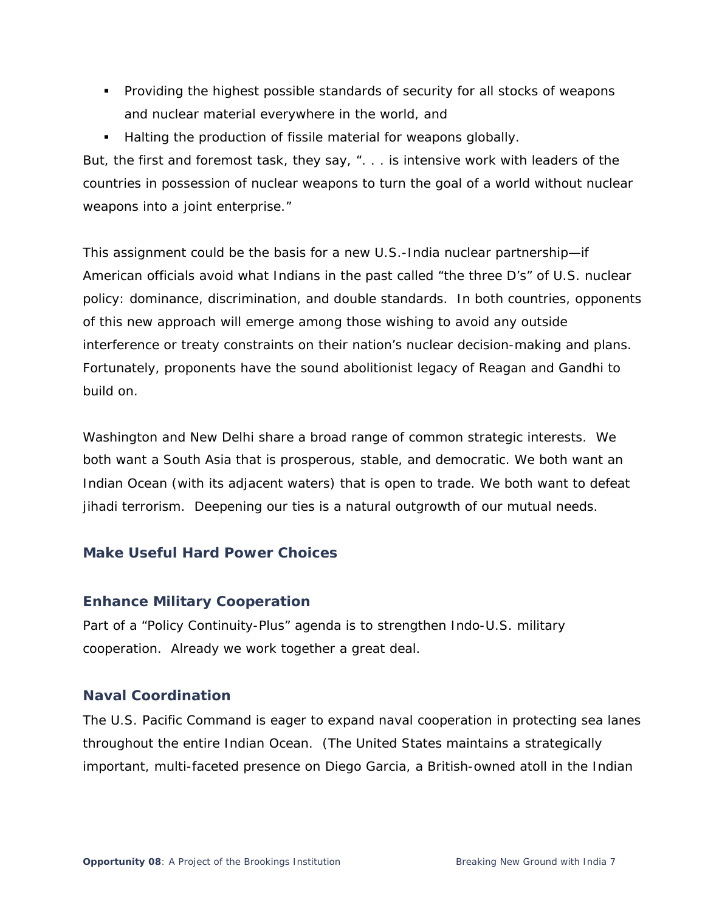- Providing the highest possible standards of security for all stocks of weapons and nuclear material everywhere in the world, and
- Halting the production of fissile material for weapons globally.

But, the first and foremost task, they say, ". . . is intensive work with leaders of the countries in possession of nuclear weapons to turn the goal of a world without nuclear weapons into a joint enterprise."

This assignment could be the basis for a new U.S.-India nuclear partnership—if American officials avoid what Indians in the past called "the three D's" of U.S. nuclear policy: dominance, discrimination, and double standards. In both countries, opponents of this new approach will emerge among those wishing to avoid any outside interference or treaty constraints on their nation's nuclear decision-making and plans. Fortunately, proponents have the sound abolitionist legacy of Reagan and Gandhi to build on.

Washington and New Delhi share a broad range of common strategic interests. We both want a South Asia that is prosperous, stable, and democratic. We both want an Indian Ocean (with its adjacent waters) that is open to trade. We both want to defeat jihadi terrorism. Deepening our ties is a natural outgrowth of our mutual needs.

## Make Useful Hard Power Choices

### Enhance Military Cooperation

Part of a "Policy Continuity-Plus" agenda is to strengthen Indo-U.S. military cooperation. Already we work together a great deal.

### Naval Coordination

The U.S. Pacific Command is eager to expand naval cooperation in protecting sea lanes throughout the entire Indian Ocean. (The United States maintains a strategically important, multi-faceted presence on Diego Garcia, a British-owned atoll in the Indian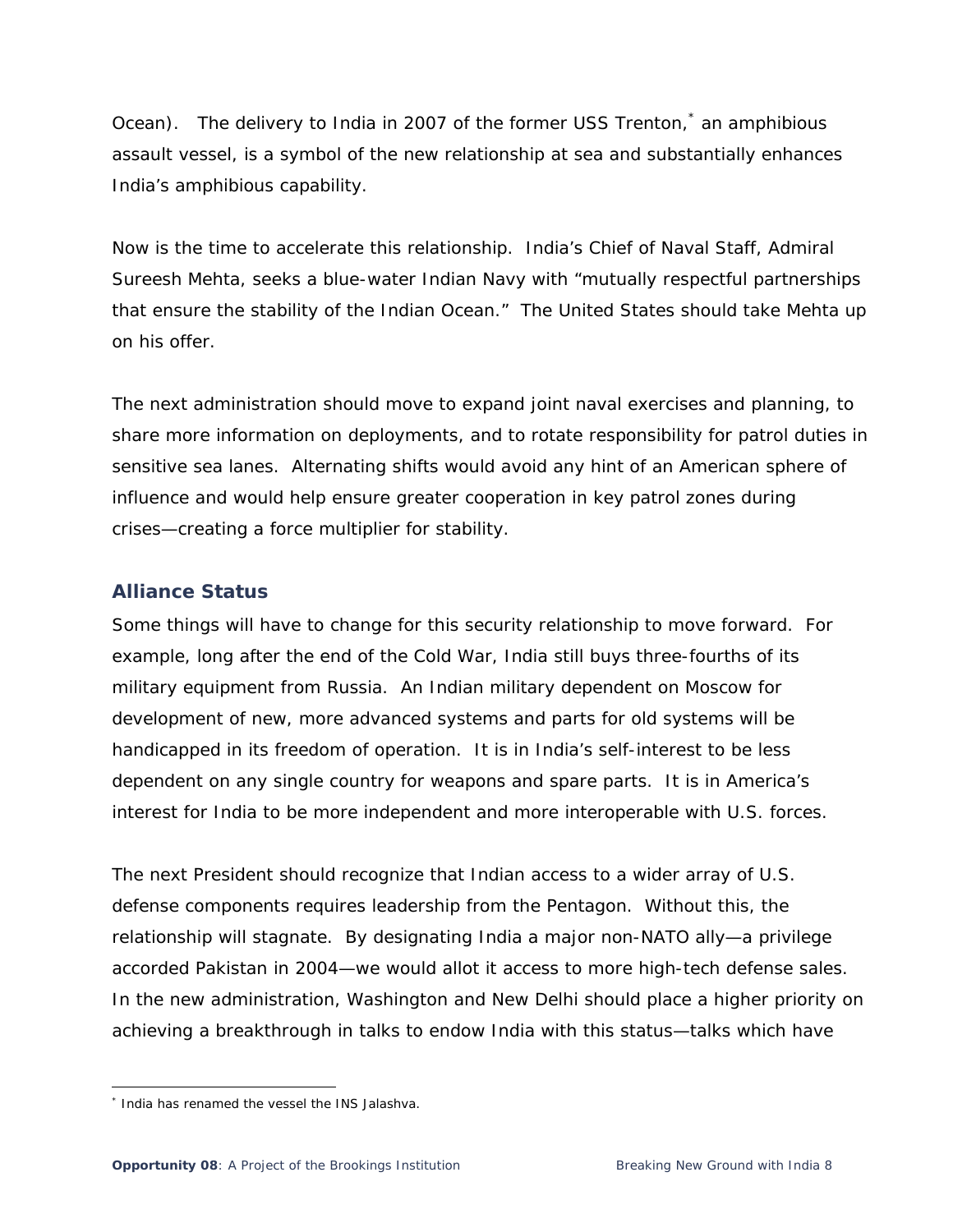Ocean). The delivery to India in 2007 of the former USS Trenton,* an amphibious assault vessel, is a symbol of the new relationship at sea and substantially enhances India's amphibious capability.

Now is the time to accelerate this relationship. India's Chief of Naval Staff, Admiral Sureesh Mehta, seeks a blue-water Indian Navy with "mutually respectful partnerships that ensure the stability of the Indian Ocean." The United States should take Mehta up on his offer.

The next administration should move to expand joint naval exercises and planning, to share more information on deployments, and to rotate responsibility for patrol duties in sensitive sea lanes. Alternating shifts would avoid any hint of an American sphere of influence and would help ensure greater cooperation in key patrol zones during crises—creating a force multiplier for stability.

## Alliance Status

Some things will have to change for this security relationship to move forward. For example, long after the end of the Cold War, India still buys three-fourths of its military equipment from Russia. An Indian military dependent on Moscow for development of new, more advanced systems and parts for old systems will be handicapped in its freedom of operation. It is in India's self-interest to be less dependent on any single country for weapons and spare parts. It is in America's interest for India to be more independent and more interoperable with U.S. forces.

The next President should recognize that Indian access to a wider array of U.S. defense components requires leadership from the Pentagon. Without this, the relationship will stagnate. By designating India a major non-NATO ally—a privilege accorded Pakistan in 2004—we would allot it access to more high-tech defense sales. In the new administration, Washington and New Delhi should place a higher priority on achieving a breakthrough in talks to endow India with this status—talks which have

---

* India has renamed the vessel the INS Jalashva.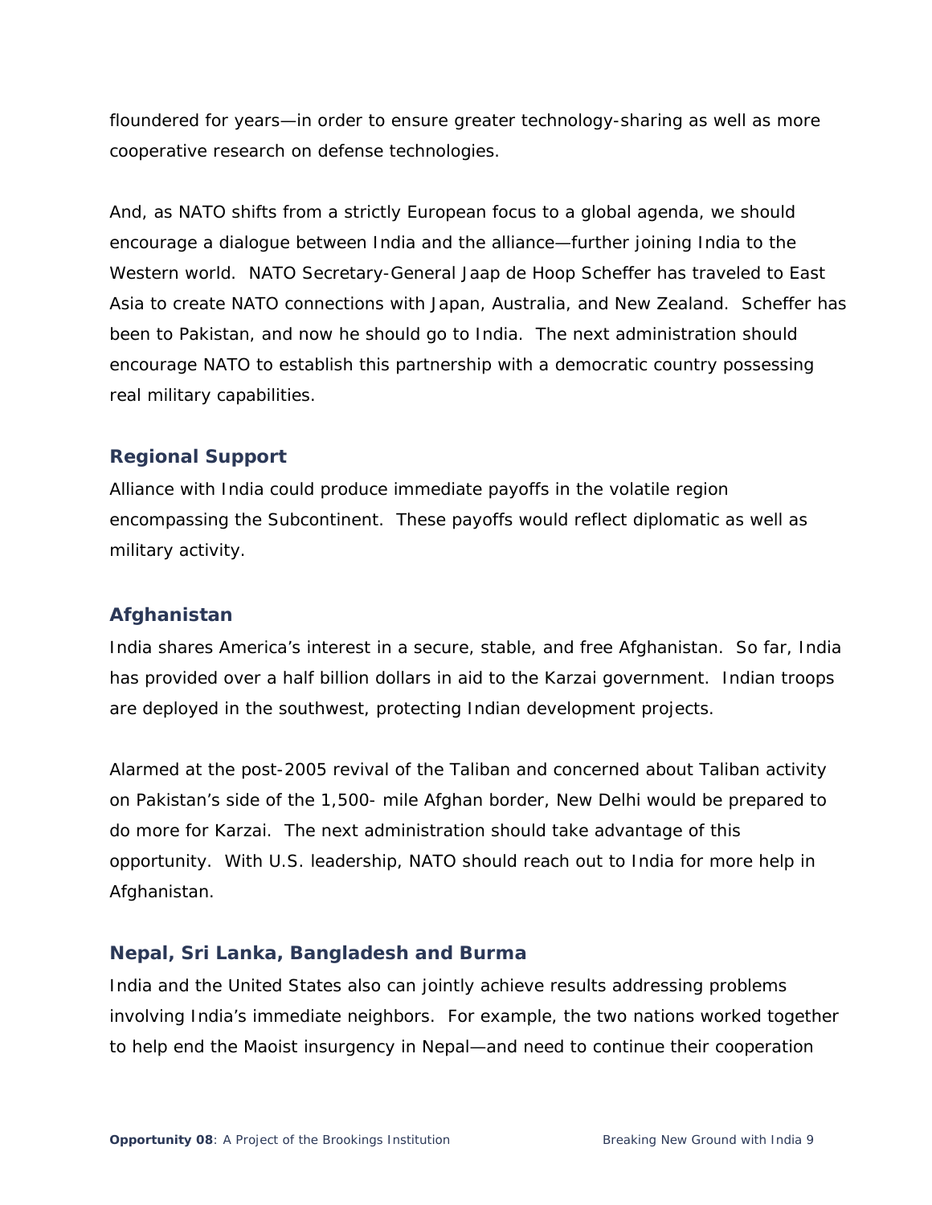floundered for years—in order to ensure greater technology-sharing as well as more cooperative research on defense technologies.

And, as NATO shifts from a strictly European focus to a global agenda, we should encourage a dialogue between India and the alliance—further joining India to the Western world. NATO Secretary-General Jaap de Hoop Scheffer has traveled to East Asia to create NATO connections with Japan, Australia, and New Zealand. Scheffer has been to Pakistan, and now he should go to India. The next administration should encourage NATO to establish this partnership with a democratic country possessing real military capabilities.

### Regional Support

Alliance with India could produce immediate payoffs in the volatile region encompassing the Subcontinent. These payoffs would reflect diplomatic as well as military activity.

### Afghanistan

India shares America's interest in a secure, stable, and free Afghanistan. So far, India has provided over a half billion dollars in aid to the Karzai government. Indian troops are deployed in the southwest, protecting Indian development projects.

Alarmed at the post-2005 revival of the Taliban and concerned about Taliban activity on Pakistan's side of the 1,500- mile Afghan border, New Delhi would be prepared to do more for Karzai. The next administration should take advantage of this opportunity. With U.S. leadership, NATO should reach out to India for more help in Afghanistan.

### Nepal, Sri Lanka, Bangladesh and Burma

India and the United States also can jointly achieve results addressing problems involving India's immediate neighbors. For example, the two nations worked together to help end the Maoist insurgency in Nepal—and need to continue their cooperation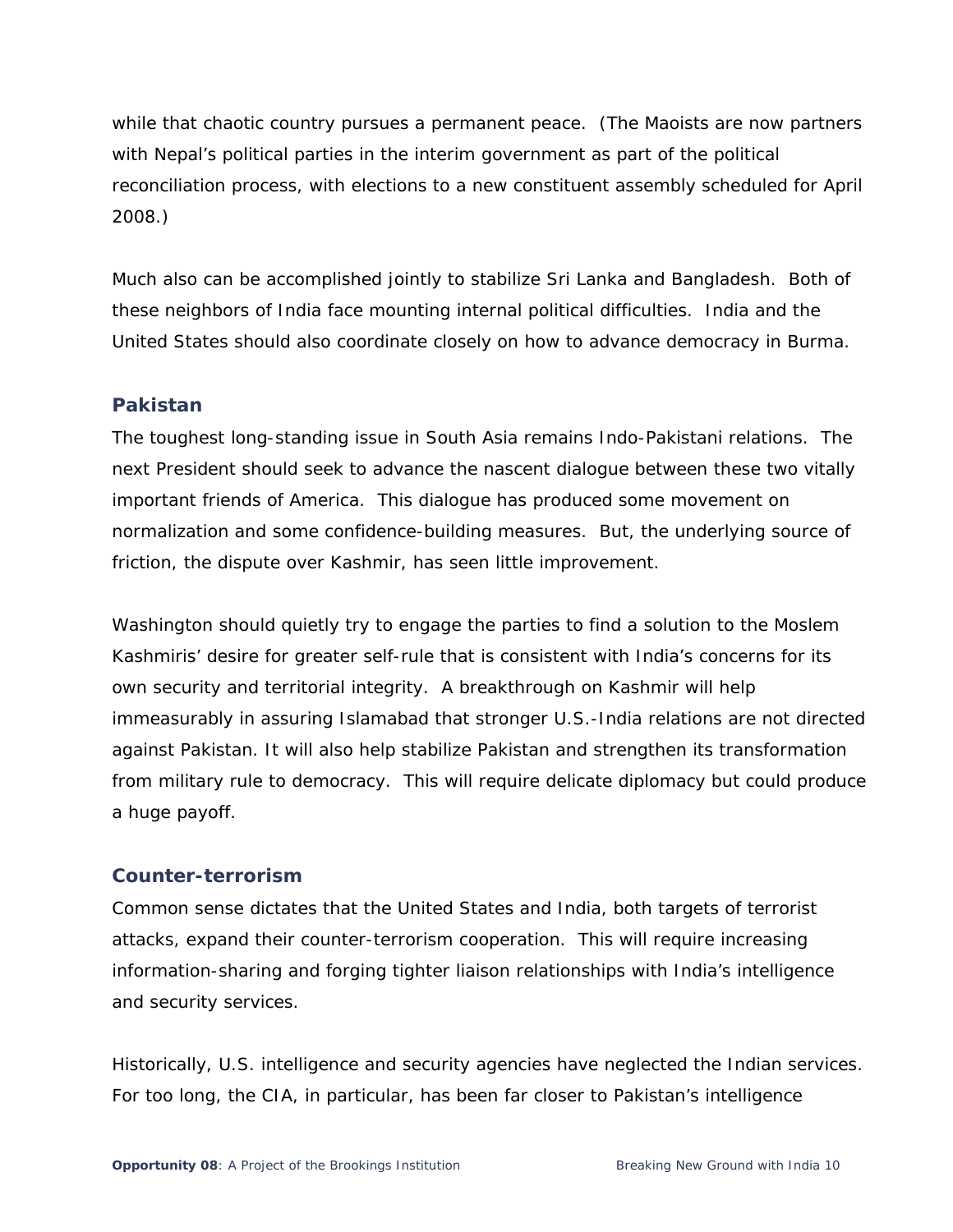while that chaotic country pursues a permanent peace. (The Maoists are now partners with Nepal's political parties in the interim government as part of the political reconciliation process, with elections to a new constituent assembly scheduled for April 2008.)

Much also can be accomplished jointly to stabilize Sri Lanka and Bangladesh. Both of these neighbors of India face mounting internal political difficulties. India and the United States should also coordinate closely on how to advance democracy in Burma.

### Pakistan

The toughest long-standing issue in South Asia remains Indo-Pakistani relations. The next President should seek to advance the nascent dialogue between these two vitally important friends of America. This dialogue has produced some movement on normalization and some confidence-building measures. But, the underlying source of friction, the dispute over Kashmir, has seen little improvement.

Washington should quietly try to engage the parties to find a solution to the Moslem Kashmiris' desire for greater self-rule that is consistent with India's concerns for its own security and territorial integrity. A breakthrough on Kashmir will help immeasurably in assuring Islamabad that stronger U.S.-India relations are not directed against Pakistan. It will also help stabilize Pakistan and strengthen its transformation from military rule to democracy. This will require delicate diplomacy but could produce a huge payoff.

### Counter-terrorism

Common sense dictates that the United States and India, both targets of terrorist attacks, expand their counter-terrorism cooperation. This will require increasing information-sharing and forging tighter liaison relationships with India's intelligence and security services.

Historically, U.S. intelligence and security agencies have neglected the Indian services. For too long, the CIA, in particular, has been far closer to Pakistan's intelligence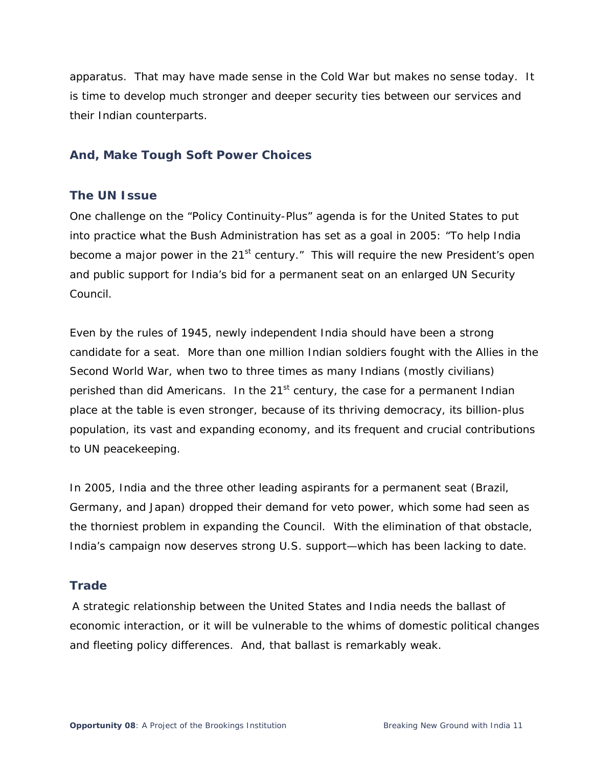apparatus. That may have made sense in the Cold War but makes no sense today. It is time to develop much stronger and deeper security ties between our services and their Indian counterparts.

## And, Make Tough Soft Power Choices

### The UN Issue

One challenge on the "Policy Continuity-Plus" agenda is for the United States to put into practice what the Bush Administration has set as a goal in 2005: "To help India become a major power in the 21st century." This will require the new President's open and public support for India's bid for a permanent seat on an enlarged UN Security Council.

Even by the rules of 1945, newly independent India should have been a strong candidate for a seat. More than one million Indian soldiers fought with the Allies in the Second World War, when two to three times as many Indians (mostly civilians) perished than did Americans. In the 21st century, the case for a permanent Indian place at the table is even stronger, because of its thriving democracy, its billion-plus population, its vast and expanding economy, and its frequent and crucial contributions to UN peacekeeping.

In 2005, India and the three other leading aspirants for a permanent seat (Brazil, Germany, and Japan) dropped their demand for veto power, which some had seen as the thorniest problem in expanding the Council. With the elimination of that obstacle, India's campaign now deserves strong U.S. support—which has been lacking to date.

### Trade

A strategic relationship between the United States and India needs the ballast of economic interaction, or it will be vulnerable to the whims of domestic political changes and fleeting policy differences. And, that ballast is remarkably weak.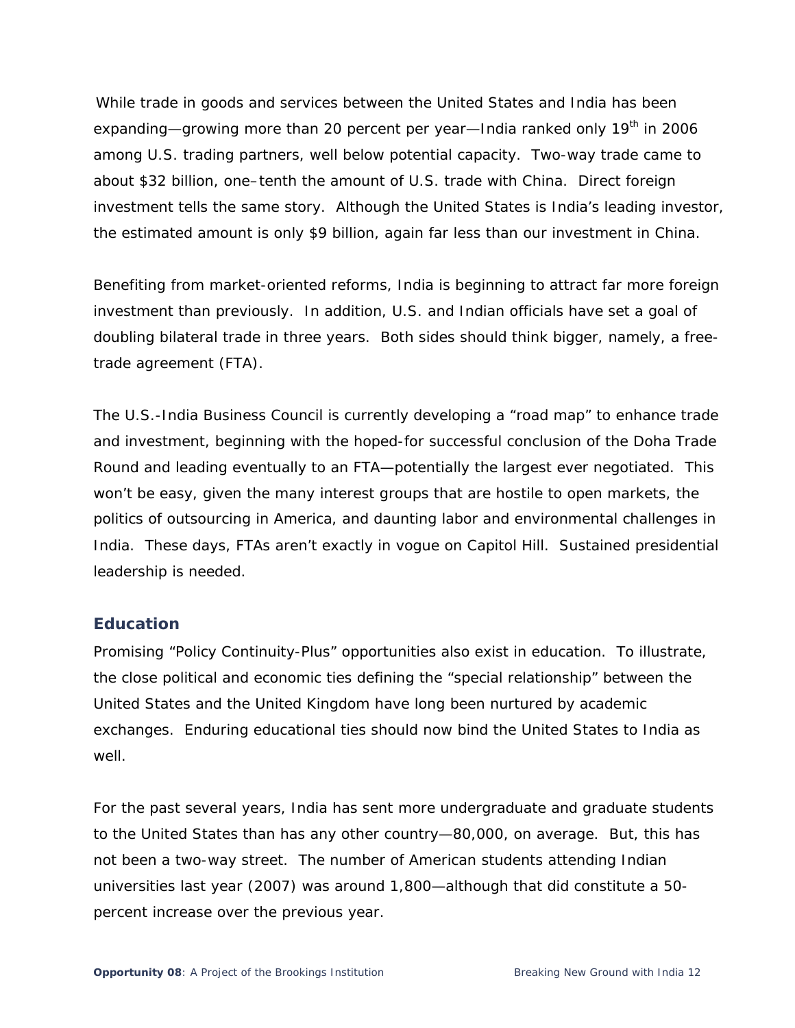While trade in goods and services between the United States and India has been expanding—growing more than 20 percent per year—India ranked only 19th in 2006 among U.S. trading partners, well below potential capacity. Two-way trade came to about $32 billion, one–tenth the amount of U.S. trade with China. Direct foreign investment tells the same story. Although the United States is India's leading investor, the estimated amount is only $9 billion, again far less than our investment in China.

Benefiting from market-oriented reforms, India is beginning to attract far more foreign investment than previously. In addition, U.S. and Indian officials have set a goal of doubling bilateral trade in three years. Both sides should think bigger, namely, a free-trade agreement (FTA).

The U.S.-India Business Council is currently developing a "road map" to enhance trade and investment, beginning with the hoped-for successful conclusion of the Doha Trade Round and leading eventually to an FTA—potentially the largest ever negotiated. This won't be easy, given the many interest groups that are hostile to open markets, the politics of outsourcing in America, and daunting labor and environmental challenges in India. These days, FTAs aren't exactly in vogue on Capitol Hill. Sustained presidential leadership is needed.

## Education

Promising "Policy Continuity-Plus" opportunities also exist in education. To illustrate, the close political and economic ties defining the "special relationship" between the United States and the United Kingdom have long been nurtured by academic exchanges. Enduring educational ties should now bind the United States to India as well.

For the past several years, India has sent more undergraduate and graduate students to the United States than has any other country—80,000, on average. But, this has not been a two-way street. The number of American students attending Indian universities last year (2007) was around 1,800—although that did constitute a 50-percent increase over the previous year.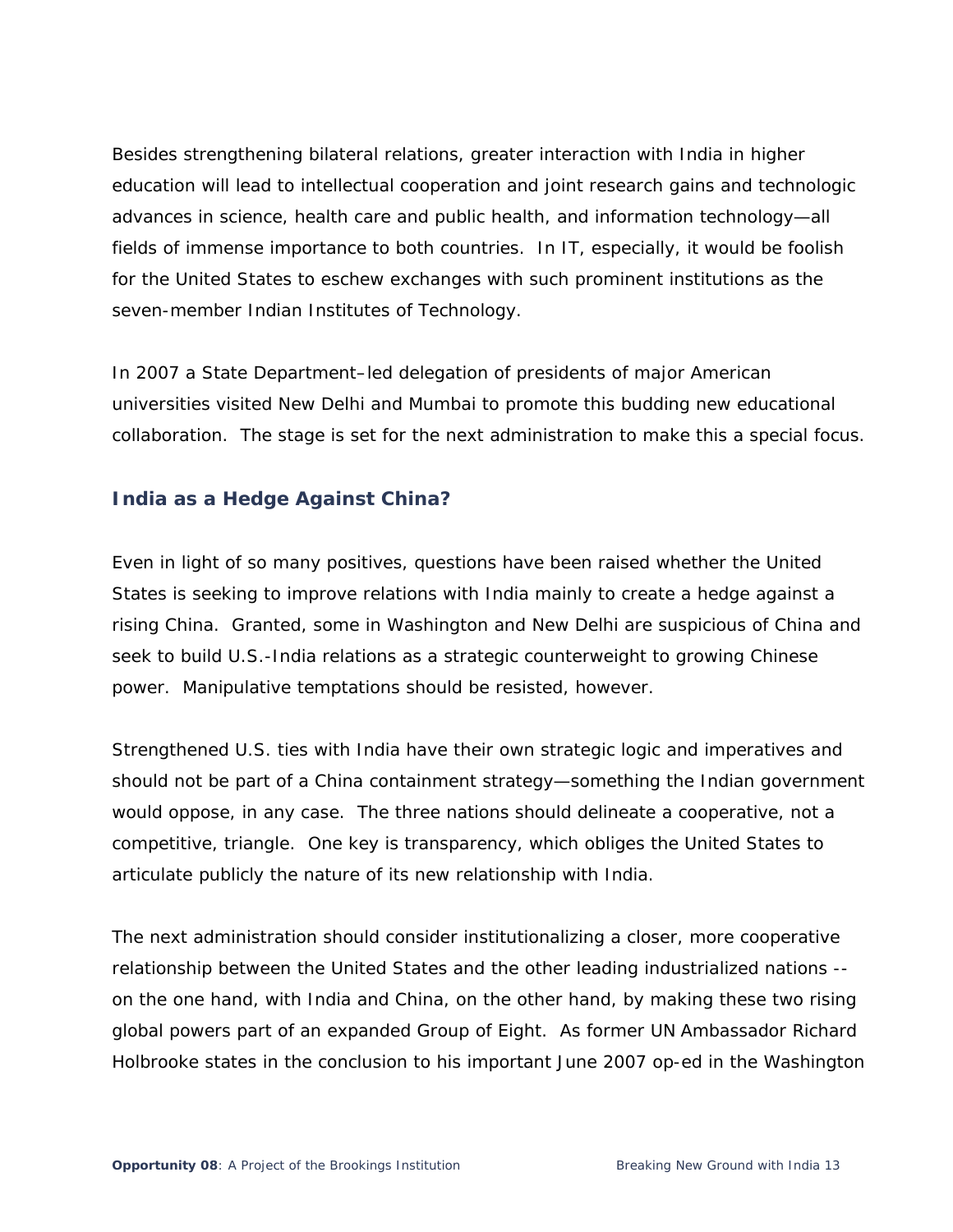Besides strengthening bilateral relations, greater interaction with India in higher education will lead to intellectual cooperation and joint research gains and technologic advances in science, health care and public health, and information technology—all fields of immense importance to both countries. In IT, especially, it would be foolish for the United States to eschew exchanges with such prominent institutions as the seven-member Indian Institutes of Technology.

In 2007 a State Department–led delegation of presidents of major American universities visited New Delhi and Mumbai to promote this budding new educational collaboration. The stage is set for the next administration to make this a special focus.

### India as a Hedge Against China?

Even in light of so many positives, questions have been raised whether the United States is seeking to improve relations with India mainly to create a hedge against a rising China. Granted, some in Washington and New Delhi are suspicious of China and seek to build U.S.-India relations as a strategic counterweight to growing Chinese power. Manipulative temptations should be resisted, however.

Strengthened U.S. ties with India have their own strategic logic and imperatives and should not be part of a China containment strategy—something the Indian government would oppose, in any case. The three nations should delineate a cooperative, not a competitive, triangle. One key is transparency, which obliges the United States to articulate publicly the nature of its new relationship with India.

The next administration should consider institutionalizing a closer, more cooperative relationship between the United States and the other leading industrialized nations -- on the one hand, with India and China, on the other hand, by making these two rising global powers part of an expanded Group of Eight. As former UN Ambassador Richard Holbrooke states in the conclusion to his important June 2007 op-ed in the Washington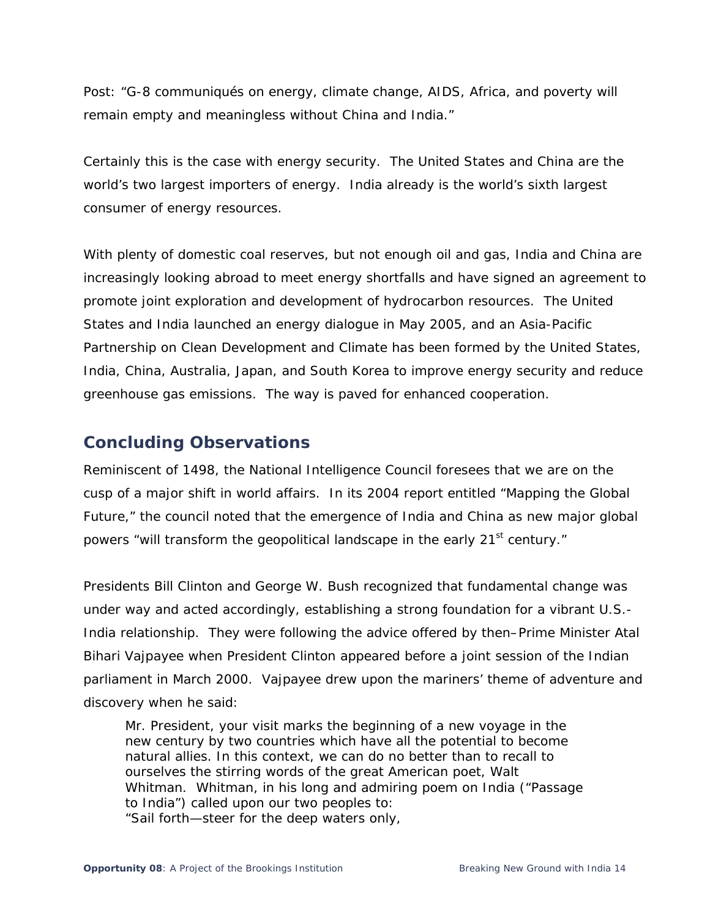Post: "G-8 communiqués on energy, climate change, AIDS, Africa, and poverty will remain empty and meaningless without China and India."

Certainly this is the case with energy security. The United States and China are the world's two largest importers of energy. India already is the world's sixth largest consumer of energy resources.

With plenty of domestic coal reserves, but not enough oil and gas, India and China are increasingly looking abroad to meet energy shortfalls and have signed an agreement to promote joint exploration and development of hydrocarbon resources. The United States and India launched an energy dialogue in May 2005, and an Asia-Pacific Partnership on Clean Development and Climate has been formed by the United States, India, China, Australia, Japan, and South Korea to improve energy security and reduce greenhouse gas emissions. The way is paved for enhanced cooperation.

## Concluding Observations

Reminiscent of 1498, the National Intelligence Council foresees that we are on the cusp of a major shift in world affairs. In its 2004 report entitled "Mapping the Global Future," the council noted that the emergence of India and China as new major global powers "will transform the geopolitical landscape in the early 21st century."

Presidents Bill Clinton and George W. Bush recognized that fundamental change was under way and acted accordingly, establishing a strong foundation for a vibrant U.S.-India relationship. They were following the advice offered by then–Prime Minister Atal Bihari Vajpayee when President Clinton appeared before a joint session of the Indian parliament in March 2000. Vajpayee drew upon the mariners' theme of adventure and discovery when he said:

> Mr. President, your visit marks the beginning of a new voyage in the new century by two countries which have all the potential to become natural allies. In this context, we can do no better than to recall to ourselves the stirring words of the great American poet, Walt Whitman. Whitman, in his long and admiring poem on India ("Passage to India") called upon our two peoples to:
> "Sail forth—steer for the deep waters only,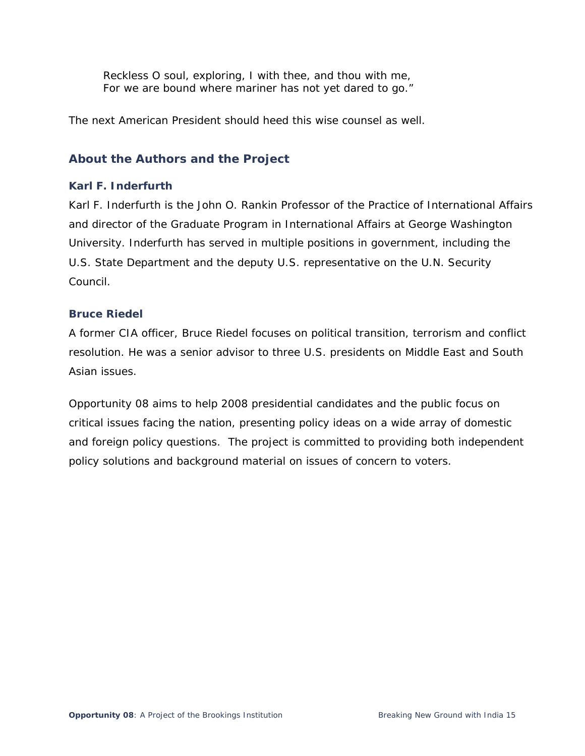> Reckless O soul, exploring, I with thee, and thou with me,
> For we are bound where mariner has not yet dared to go."

The next American President should heed this wise counsel as well.

## About the Authors and the Project

### Karl F. Inderfurth

Karl F. Inderfurth is the John O. Rankin Professor of the Practice of International Affairs and director of the Graduate Program in International Affairs at George Washington University. Inderfurth has served in multiple positions in government, including the U.S. State Department and the deputy U.S. representative on the U.N. Security Council.

### Bruce Riedel

A former CIA officer, Bruce Riedel focuses on political transition, terrorism and conflict resolution. He was a senior advisor to three U.S. presidents on Middle East and South Asian issues.

Opportunity 08 aims to help 2008 presidential candidates and the public focus on critical issues facing the nation, presenting policy ideas on a wide array of domestic and foreign policy questions. The project is committed to providing both independent policy solutions and background material on issues of concern to voters.